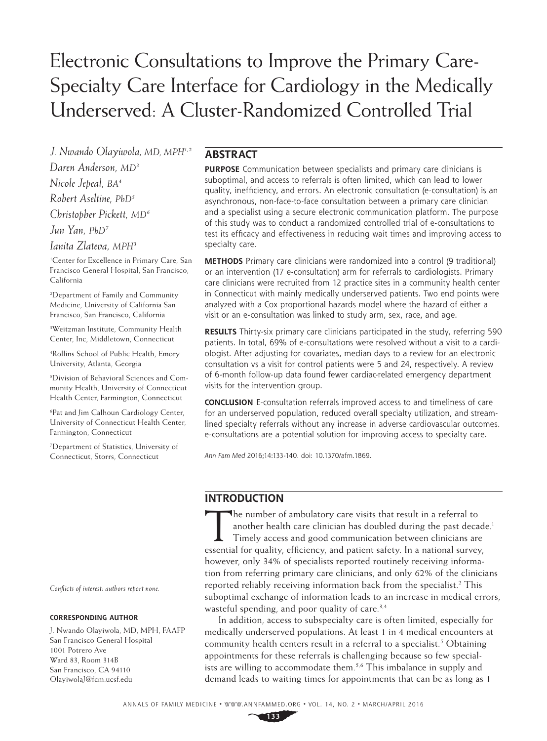# Electronic Consultations to Improve the Primary Care-Specialty Care Interface for Cardiology in the Medically Underserved: A Cluster-Randomized Controlled Trial

*J. Nwando Olayiwola, MD, MPH*[1,2]
*Daren Anderson, MD*[3]
*Nicole Jepeal, BA*[4]
*Robert Aseltine, PhD*[5]
*Christopher Pickett, MD*[6]
*Jun Yan, PhD*[7]
*Ianita Zlateva, MPH*[3]

[1]Center for Excellence in Primary Care, San Francisco General Hospital, San Francisco, California

[2]Department of Family and Community Medicine, University of California San Francisco, San Francisco, California

[3]Weitzman Institute, Community Health Center, Inc, Middletown, Connecticut

[4]Rollins School of Public Health, Emory University, Atlanta, Georgia

[5]Division of Behavioral Sciences and Community Health, University of Connecticut Health Center, Farmington, Connecticut

[6]Pat and Jim Calhoun Cardiology Center, University of Connecticut Health Center, Farmington, Connecticut

[7]Department of Statistics, University of Connecticut, Storrs, Connecticut

## ABSTRACT

**PURPOSE** Communication between specialists and primary care clinicians is suboptimal, and access to referrals is often limited, which can lead to lower quality, inefficiency, and errors. An electronic consultation (e-consultation) is an asynchronous, non-face-to-face consultation between a primary care clinician and a specialist using a secure electronic communication platform. The purpose of this study was to conduct a randomized controlled trial of e-consultations to test its efficacy and effectiveness in reducing wait times and improving access to specialty care.

**METHODS** Primary care clinicians were randomized into a control (9 traditional) or an intervention (17 e-consultation) arm for referrals to cardiologists. Primary care clinicians were recruited from 12 practice sites in a community health center in Connecticut with mainly medically underserved patients. Two end points were analyzed with a Cox proportional hazards model where the hazard of either a visit or an e-consultation was linked to study arm, sex, race, and age.

**RESULTS** Thirty-six primary care clinicians participated in the study, referring 590 patients. In total, 69% of e-consultations were resolved without a visit to a cardiologist. After adjusting for covariates, median days to a review for an electronic consultation vs a visit for control patients were 5 and 24, respectively. A review of 6-month follow-up data found fewer cardiac-related emergency department visits for the intervention group.

**CONCLUSION** E-consultation referrals improved access to and timeliness of care for an underserved population, reduced overall specialty utilization, and streamlined specialty referrals without any increase in adverse cardiovascular outcomes. e-consultations are a potential solution for improving access to specialty care.

*Ann Fam Med* 2016;14:133-140. doi: 10.1370/afm.1869.

*Conflicts of interest: authors report none.*

**CORRESPONDING AUTHOR**

J. Nwando Olayiwola, MD, MPH, FAAFP
San Francisco General Hospital
1001 Potrero Ave
Ward 83, Room 314B
San Francisco, CA 94110
OlayiwolaJ@fcm.ucsf.edu

## INTRODUCTION

The number of ambulatory care visits that result in a referral to another health care clinician has doubled during the past decade.[1] Timely access and good communication between clinicians are essential for quality, efficiency, and patient safety. In a national survey, however, only 34% of specialists reported routinely receiving information from referring primary care clinicians, and only 62% of the clinicians reported reliably receiving information back from the specialist.[2] This suboptimal exchange of information leads to an increase in medical errors, wasteful spending, and poor quality of care.[3,4]

In addition, access to subspecialty care is often limited, especially for medically underserved populations. At least 1 in 4 medical encounters at community health centers result in a referral to a specialist.[5] Obtaining appointments for these referrals is challenging because so few specialists are willing to accommodate them.[5,6] This imbalance in supply and demand leads to waiting times for appointments that can be as long as 1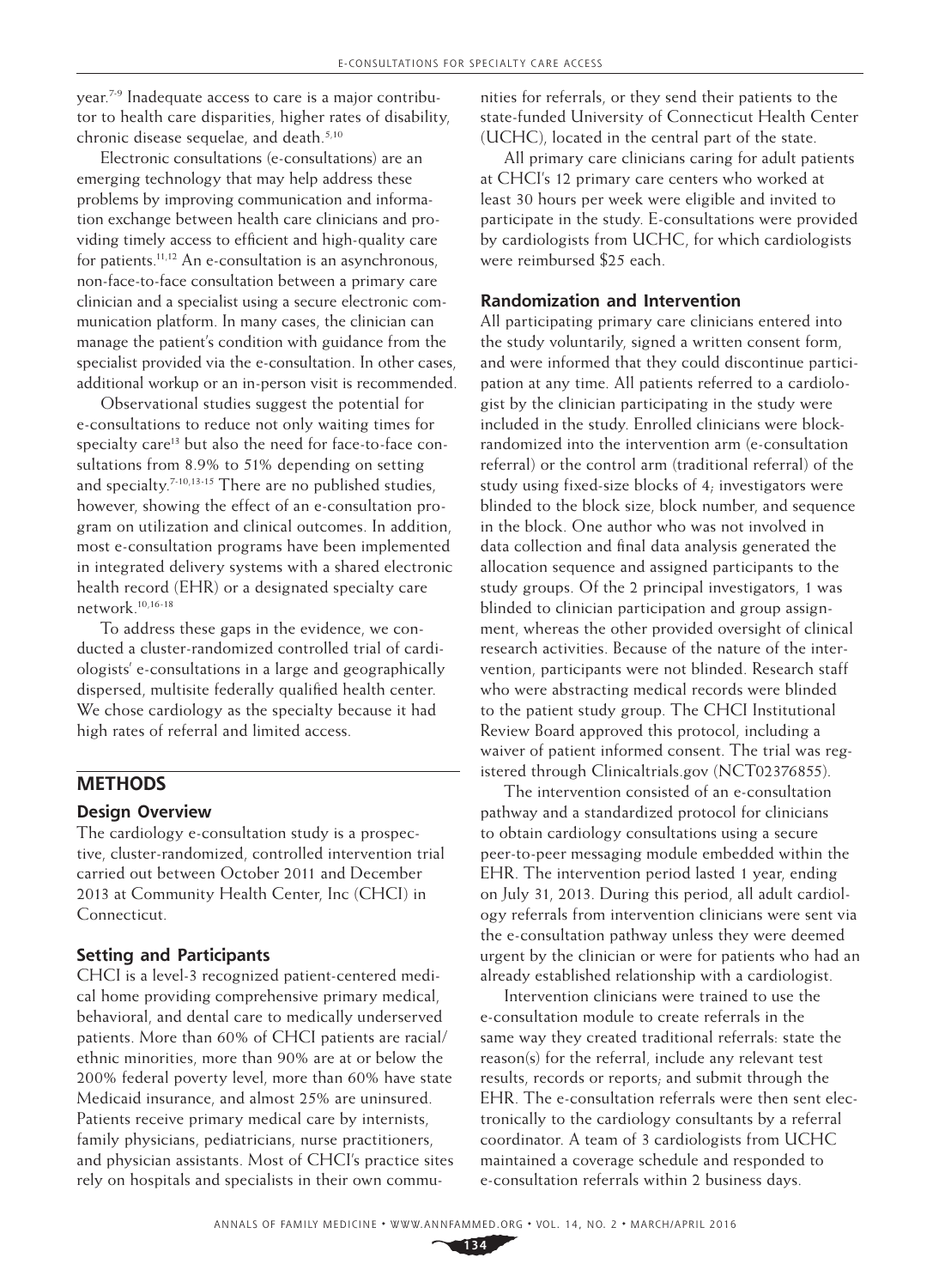year.[7-9] Inadequate access to care is a major contributor to health care disparities, higher rates of disability, chronic disease sequelae, and death.[5,10]

Electronic consultations (e-consultations) are an emerging technology that may help address these problems by improving communication and information exchange between health care clinicians and providing timely access to efficient and high-quality care for patients.[11,12] An e-consultation is an asynchronous, non-face-to-face consultation between a primary care clinician and a specialist using a secure electronic communication platform. In many cases, the clinician can manage the patient's condition with guidance from the specialist provided via the e-consultation. In other cases, additional workup or an in-person visit is recommended.

Observational studies suggest the potential for e-consultations to reduce not only waiting times for specialty care[13] but also the need for face-to-face consultations from 8.9% to 51% depending on setting and specialty.[7-10,13-15] There are no published studies, however, showing the effect of an e-consultation program on utilization and clinical outcomes. In addition, most e-consultation programs have been implemented in integrated delivery systems with a shared electronic health record (EHR) or a designated specialty care network.[10,16-18]

To address these gaps in the evidence, we conducted a cluster-randomized controlled trial of cardiologists' e-consultations in a large and geographically dispersed, multisite federally qualified health center. We chose cardiology as the specialty because it had high rates of referral and limited access.

## METHODS

### Design Overview

The cardiology e-consultation study is a prospective, cluster-randomized, controlled intervention trial carried out between October 2011 and December 2013 at Community Health Center, Inc (CHCI) in Connecticut.

### Setting and Participants

CHCI is a level-3 recognized patient-centered medical home providing comprehensive primary medical, behavioral, and dental care to medically underserved patients. More than 60% of CHCI patients are racial/ethnic minorities, more than 90% are at or below the 200% federal poverty level, more than 60% have state Medicaid insurance, and almost 25% are uninsured. Patients receive primary medical care by internists, family physicians, pediatricians, nurse practitioners, and physician assistants. Most of CHCI's practice sites rely on hospitals and specialists in their own communities for referrals, or they send their patients to the state-funded University of Connecticut Health Center (UCHC), located in the central part of the state.

All primary care clinicians caring for adult patients at CHCI's 12 primary care centers who worked at least 30 hours per week were eligible and invited to participate in the study. E-consultations were provided by cardiologists from UCHC, for which cardiologists were reimbursed $25 each.

### Randomization and Intervention

All participating primary care clinicians entered into the study voluntarily, signed a written consent form, and were informed that they could discontinue participation at any time. All patients referred to a cardiologist by the clinician participating in the study were included in the study. Enrolled clinicians were block-randomized into the intervention arm (e-consultation referral) or the control arm (traditional referral) of the study using fixed-size blocks of 4; investigators were blinded to the block size, block number, and sequence in the block. One author who was not involved in data collection and final data analysis generated the allocation sequence and assigned participants to the study groups. Of the 2 principal investigators, 1 was blinded to clinician participation and group assignment, whereas the other provided oversight of clinical research activities. Because of the nature of the intervention, participants were not blinded. Research staff who were abstracting medical records were blinded to the patient study group. The CHCI Institutional Review Board approved this protocol, including a waiver of patient informed consent. The trial was registered through Clinicaltrials.gov (NCT02376855).

The intervention consisted of an e-consultation pathway and a standardized protocol for clinicians to obtain cardiology consultations using a secure peer-to-peer messaging module embedded within the EHR. The intervention period lasted 1 year, ending on July 31, 2013. During this period, all adult cardiology referrals from intervention clinicians were sent via the e-consultation pathway unless they were deemed urgent by the clinician or were for patients who had an already established relationship with a cardiologist.

Intervention clinicians were trained to use the e-consultation module to create referrals in the same way they created traditional referrals: state the reason(s) for the referral, include any relevant test results, records or reports; and submit through the EHR. The e-consultation referrals were then sent electronically to the cardiology consultants by a referral coordinator. A team of 3 cardiologists from UCHC maintained a coverage schedule and responded to e-consultation referrals within 2 business days.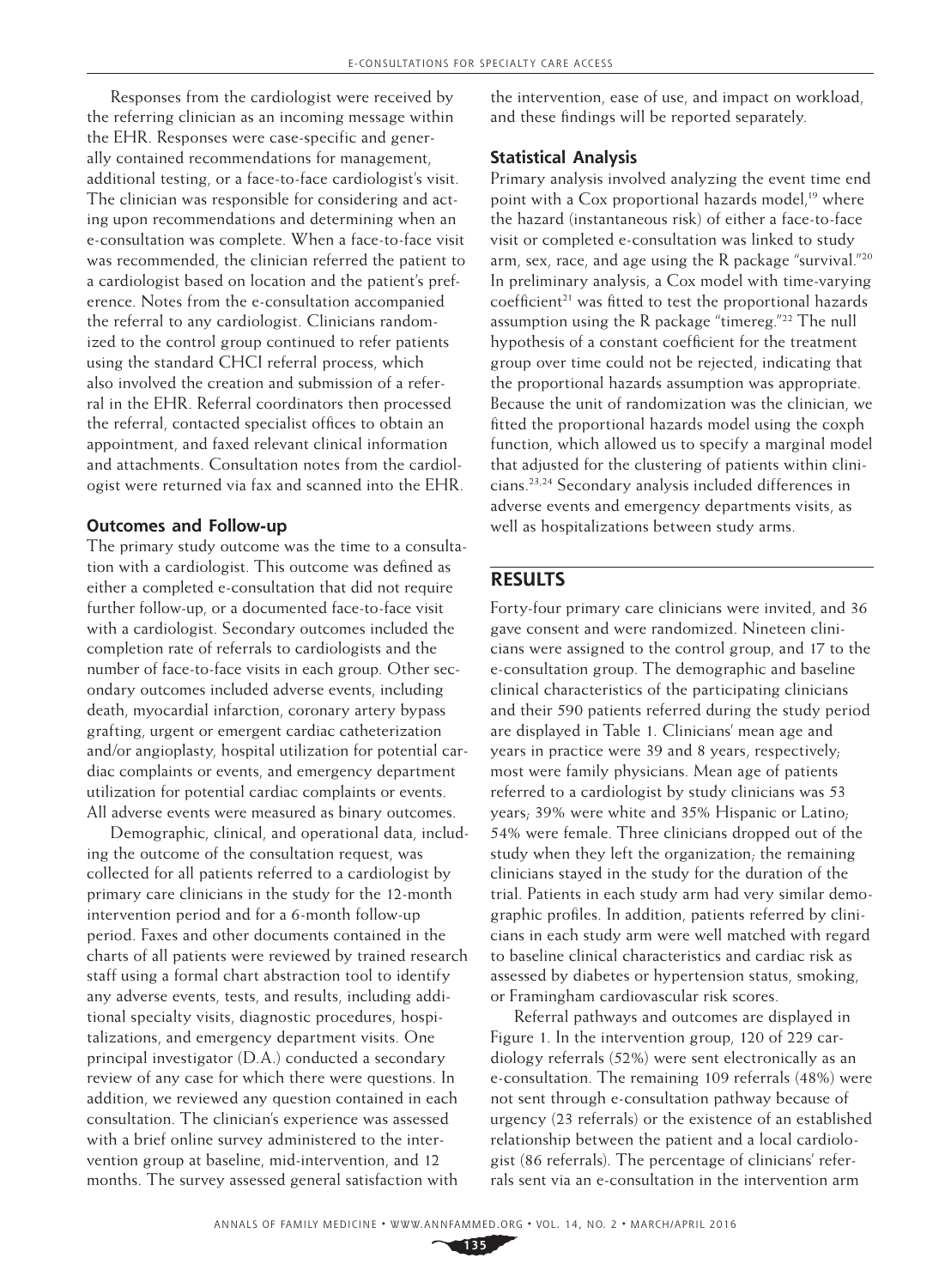Responses from the cardiologist were received by the referring clinician as an incoming message within the EHR. Responses were case-specific and generally contained recommendations for management, additional testing, or a face-to-face cardiologist's visit. The clinician was responsible for considering and acting upon recommendations and determining when an e-consultation was complete. When a face-to-face visit was recommended, the clinician referred the patient to a cardiologist based on location and the patient's preference. Notes from the e-consultation accompanied the referral to any cardiologist. Clinicians randomized to the control group continued to refer patients using the standard CHCI referral process, which also involved the creation and submission of a referral in the EHR. Referral coordinators then processed the referral, contacted specialist offices to obtain an appointment, and faxed relevant clinical information and attachments. Consultation notes from the cardiologist were returned via fax and scanned into the EHR.

### Outcomes and Follow-up

The primary study outcome was the time to a consultation with a cardiologist. This outcome was defined as either a completed e-consultation that did not require further follow-up, or a documented face-to-face visit with a cardiologist. Secondary outcomes included the completion rate of referrals to cardiologists and the number of face-to-face visits in each group. Other secondary outcomes included adverse events, including death, myocardial infarction, coronary artery bypass grafting, urgent or emergent cardiac catheterization and/or angioplasty, hospital utilization for potential cardiac complaints or events, and emergency department utilization for potential cardiac complaints or events. All adverse events were measured as binary outcomes.

Demographic, clinical, and operational data, including the outcome of the consultation request, was collected for all patients referred to a cardiologist by primary care clinicians in the study for the 12-month intervention period and for a 6-month follow-up period. Faxes and other documents contained in the charts of all patients were reviewed by trained research staff using a formal chart abstraction tool to identify any adverse events, tests, and results, including additional specialty visits, diagnostic procedures, hospitalizations, and emergency department visits. One principal investigator (D.A.) conducted a secondary review of any case for which there were questions. In addition, we reviewed any question contained in each consultation. The clinician's experience was assessed with a brief online survey administered to the intervention group at baseline, mid-intervention, and 12 months. The survey assessed general satisfaction with the intervention, ease of use, and impact on workload, and these findings will be reported separately.

### Statistical Analysis

Primary analysis involved analyzing the event time end point with a Cox proportional hazards model,[19] where the hazard (instantaneous risk) of either a face-to-face visit or completed e-consultation was linked to study arm, sex, race, and age using the R package "survival."[20] In preliminary analysis, a Cox model with time-varying coefficient[21] was fitted to test the proportional hazards assumption using the R package "timereg."[22] The null hypothesis of a constant coefficient for the treatment group over time could not be rejected, indicating that the proportional hazards assumption was appropriate. Because the unit of randomization was the clinician, we fitted the proportional hazards model using the coxph function, which allowed us to specify a marginal model that adjusted for the clustering of patients within clinicians.[23,24] Secondary analysis included differences in adverse events and emergency departments visits, as well as hospitalizations between study arms.

## RESULTS

Forty-four primary care clinicians were invited, and 36 gave consent and were randomized. Nineteen clinicians were assigned to the control group, and 17 to the e-consultation group. The demographic and baseline clinical characteristics of the participating clinicians and their 590 patients referred during the study period are displayed in Table 1. Clinicians' mean age and years in practice were 39 and 8 years, respectively; most were family physicians. Mean age of patients referred to a cardiologist by study clinicians was 53 years; 39% were white and 35% Hispanic or Latino; 54% were female. Three clinicians dropped out of the study when they left the organization; the remaining clinicians stayed in the study for the duration of the trial. Patients in each study arm had very similar demographic profiles. In addition, patients referred by clinicians in each study arm were well matched with regard to baseline clinical characteristics and cardiac risk as assessed by diabetes or hypertension status, smoking, or Framingham cardiovascular risk scores.

Referral pathways and outcomes are displayed in Figure 1. In the intervention group, 120 of 229 cardiology referrals (52%) were sent electronically as an e-consultation. The remaining 109 referrals (48%) were not sent through e-consultation pathway because of urgency (23 referrals) or the existence of an established relationship between the patient and a local cardiologist (86 referrals). The percentage of clinicians' referrals sent via an e-consultation in the intervention arm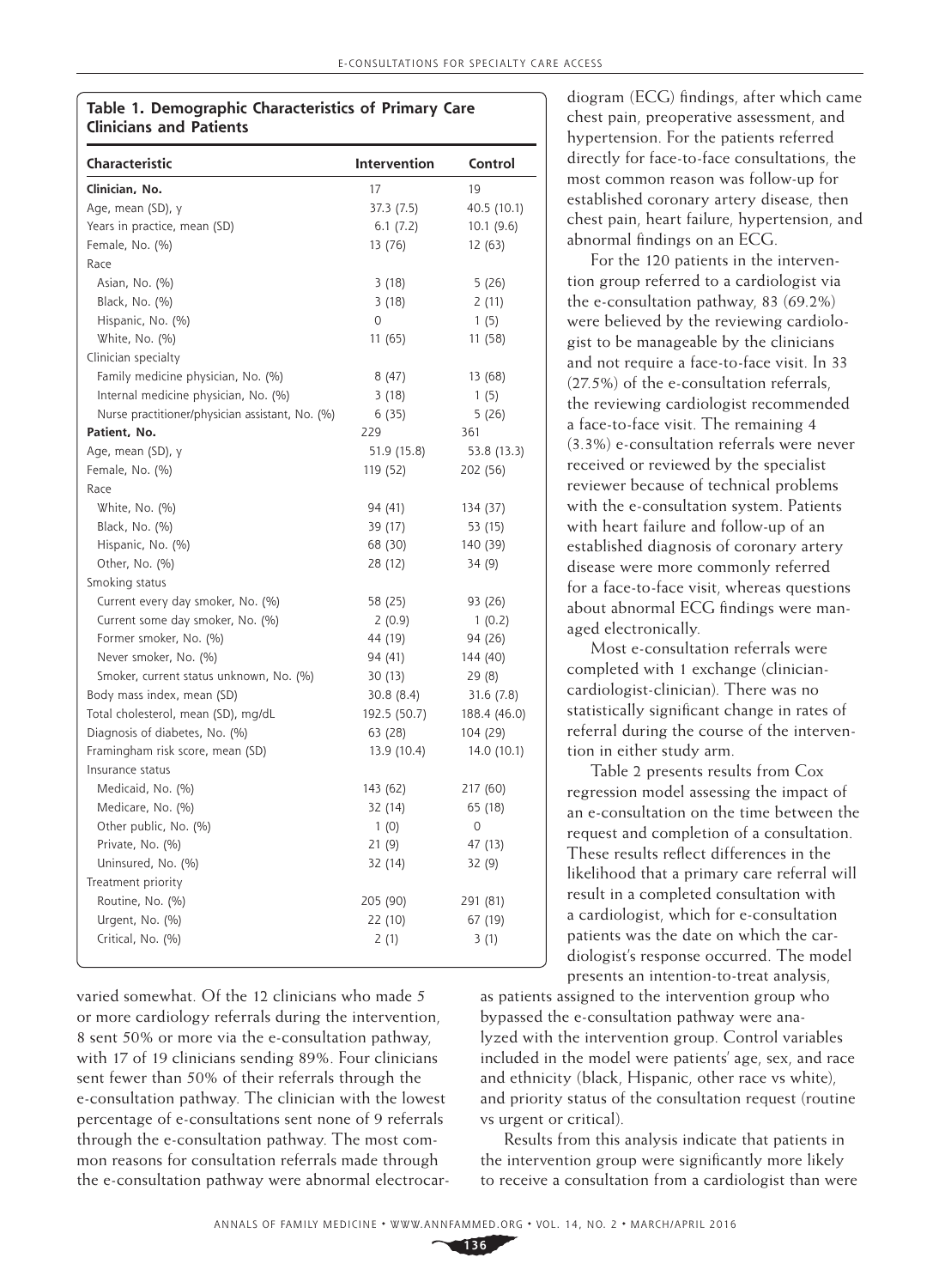**Table 1. Demographic Characteristics of Primary Care Clinicians and Patients**

| Characteristic | Intervention | Control |
|---|---|---|
| **Clinician, No.** | 17 | 19 |
| Age, mean (SD), y | 37.3 (7.5) | 40.5 (10.1) |
| Years in practice, mean (SD) | 6.1 (7.2) | 10.1 (9.6) |
| Female, No. (%) | 13 (76) | 12 (63) |
| Race | | |
| Asian, No. (%) | 3 (18) | 5 (26) |
| Black, No. (%) | 3 (18) | 2 (11) |
| Hispanic, No. (%) | 0 | 1 (5) |
| White, No. (%) | 11 (65) | 11 (58) |
| Clinician specialty | | |
| Family medicine physician, No. (%) | 8 (47) | 13 (68) |
| Internal medicine physician, No. (%) | 3 (18) | 1 (5) |
| Nurse practitioner/physician assistant, No. (%) | 6 (35) | 5 (26) |
| **Patient, No.** | 229 | 361 |
| Age, mean (SD), y | 51.9 (15.8) | 53.8 (13.3) |
| Female, No. (%) | 119 (52) | 202 (56) |
| Race | | |
| White, No. (%) | 94 (41) | 134 (37) |
| Black, No. (%) | 39 (17) | 53 (15) |
| Hispanic, No. (%) | 68 (30) | 140 (39) |
| Other, No. (%) | 28 (12) | 34 (9) |
| Smoking status | | |
| Current every day smoker, No. (%) | 58 (25) | 93 (26) |
| Current some day smoker, No. (%) | 2 (0.9) | 1 (0.2) |
| Former smoker, No. (%) | 44 (19) | 94 (26) |
| Never smoker, No. (%) | 94 (41) | 144 (40) |
| Smoker, current status unknown, No. (%) | 30 (13) | 29 (8) |
| Body mass index, mean (SD) | 30.8 (8.4) | 31.6 (7.8) |
| Total cholesterol, mean (SD), mg/dL | 192.5 (50.7) | 188.4 (46.0) |
| Diagnosis of diabetes, No. (%) | 63 (28) | 104 (29) |
| Framingham risk score, mean (SD) | 13.9 (10.4) | 14.0 (10.1) |
| Insurance status | | |
| Medicaid, No. (%) | 143 (62) | 217 (60) |
| Medicare, No. (%) | 32 (14) | 65 (18) |
| Other public, No. (%) | 1 (0) | 0 |
| Private, No. (%) | 21 (9) | 47 (13) |
| Uninsured, No. (%) | 32 (14) | 32 (9) |
| Treatment priority | | |
| Routine, No. (%) | 205 (90) | 291 (81) |
| Urgent, No. (%) | 22 (10) | 67 (19) |
| Critical, No. (%) | 2 (1) | 3 (1) |

varied somewhat. Of the 12 clinicians who made 5 or more cardiology referrals during the intervention, 8 sent 50% or more via the e-consultation pathway, with 17 of 19 clinicians sending 89%. Four clinicians sent fewer than 50% of their referrals through the e-consultation pathway. The clinician with the lowest percentage of e-consultations sent none of 9 referrals through the e-consultation pathway. The most common reasons for consultation referrals made through the e-consultation pathway were abnormal electrocardiogram (ECG) findings, after which came chest pain, preoperative assessment, and hypertension. For the patients referred directly for face-to-face consultations, the most common reason was follow-up for established coronary artery disease, then chest pain, heart failure, hypertension, and abnormal findings on an ECG.

For the 120 patients in the intervention group referred to a cardiologist via the e-consultation pathway, 83 (69.2%) were believed by the reviewing cardiologist to be manageable by the clinicians and not require a face-to-face visit. In 33 (27.5%) of the e-consultation referrals, the reviewing cardiologist recommended a face-to-face visit. The remaining 4 (3.3%) e-consultation referrals were never received or reviewed by the specialist reviewer because of technical problems with the e-consultation system. Patients with heart failure and follow-up of an established diagnosis of coronary artery disease were more commonly referred for a face-to-face visit, whereas questions about abnormal ECG findings were managed electronically.

Most e-consultation referrals were completed with 1 exchange (clinician-cardiologist-clinician). There was no statistically significant change in rates of referral during the course of the intervention in either study arm.

Table 2 presents results from Cox regression model assessing the impact of an e-consultation on the time between the request and completion of a consultation. These results reflect differences in the likelihood that a primary care referral will result in a completed consultation with a cardiologist, which for e-consultation patients was the date on which the cardiologist's response occurred. The model presents an intention-to-treat analysis, as patients assigned to the intervention group who bypassed the e-consultation pathway were analyzed with the intervention group. Control variables included in the model were patients' age, sex, and race and ethnicity (black, Hispanic, other race vs white), and priority status of the consultation request (routine vs urgent or critical).

Results from this analysis indicate that patients in the intervention group were significantly more likely to receive a consultation from a cardiologist than were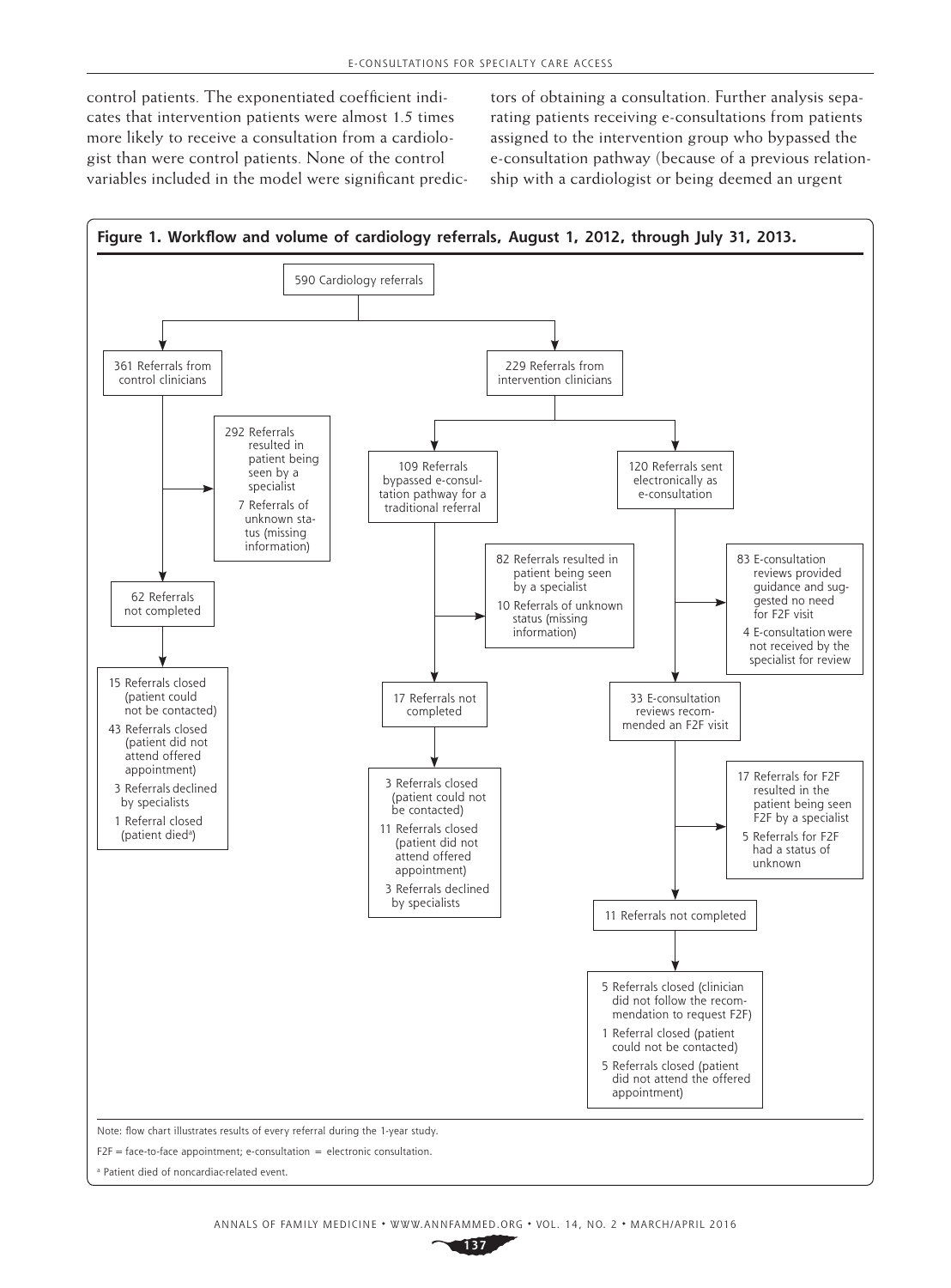control patients. The exponentiated coefficient indicates that intervention patients were almost 1.5 times more likely to receive a consultation from a cardiologist than were control patients. None of the control variables included in the model were significant predictors of obtaining a consultation. Further analysis separating patients receiving e-consultations from patients assigned to the intervention group who bypassed the e-consultation pathway (because of a previous relationship with a cardiologist or being deemed an urgent

**Figure 1. Workflow and volume of cardiology referrals, August 1, 2012, through July 31, 2013.**

- 590 Cardiology referrals
  - 361 Referrals from control clinicians
    - 292 Referrals resulted in patient being seen by a specialist
    - 7 Referrals of unknown status (missing information)
    - 62 Referrals not completed
      - 15 Referrals closed (patient could not be contacted)
      - 43 Referrals closed (patient did not attend offered appointment)
      - 3 Referrals declined by specialists
      - 1 Referral closed (patient died[a])
  - 229 Referrals from intervention clinicians
    - 109 Referrals bypassed e-consultation pathway for a traditional referral
      - 82 Referrals resulted in patient being seen by a specialist
      - 10 Referrals of unknown status (missing information)
      - 17 Referrals not completed
        - 3 Referrals closed (patient could not be contacted)
        - 11 Referrals closed (patient did not attend offered appointment)
        - 3 Referrals declined by specialists
    - 120 Referrals sent electronically as e-consultation
      - 83 E-consultation reviews provided guidance and suggested no need for F2F visit
      - 4 E-consultation were not received by the specialist for review
      - 33 E-consultation reviews recommended an F2F visit
        - 17 Referrals for F2F resulted in the patient being seen F2F by a specialist
        - 5 Referrals for F2F had a status of unknown
        - 11 Referrals not completed
          - 5 Referrals closed (clinician did not follow the recommendation to request F2F)
          - 1 Referral closed (patient could not be contacted)
          - 5 Referrals closed (patient did not attend the offered appointment)

Note: flow chart illustrates results of every referral during the 1-year study.

F2F = face-to-face appointment; e-consultation = electronic consultation.

[a] Patient died of noncardiac-related event.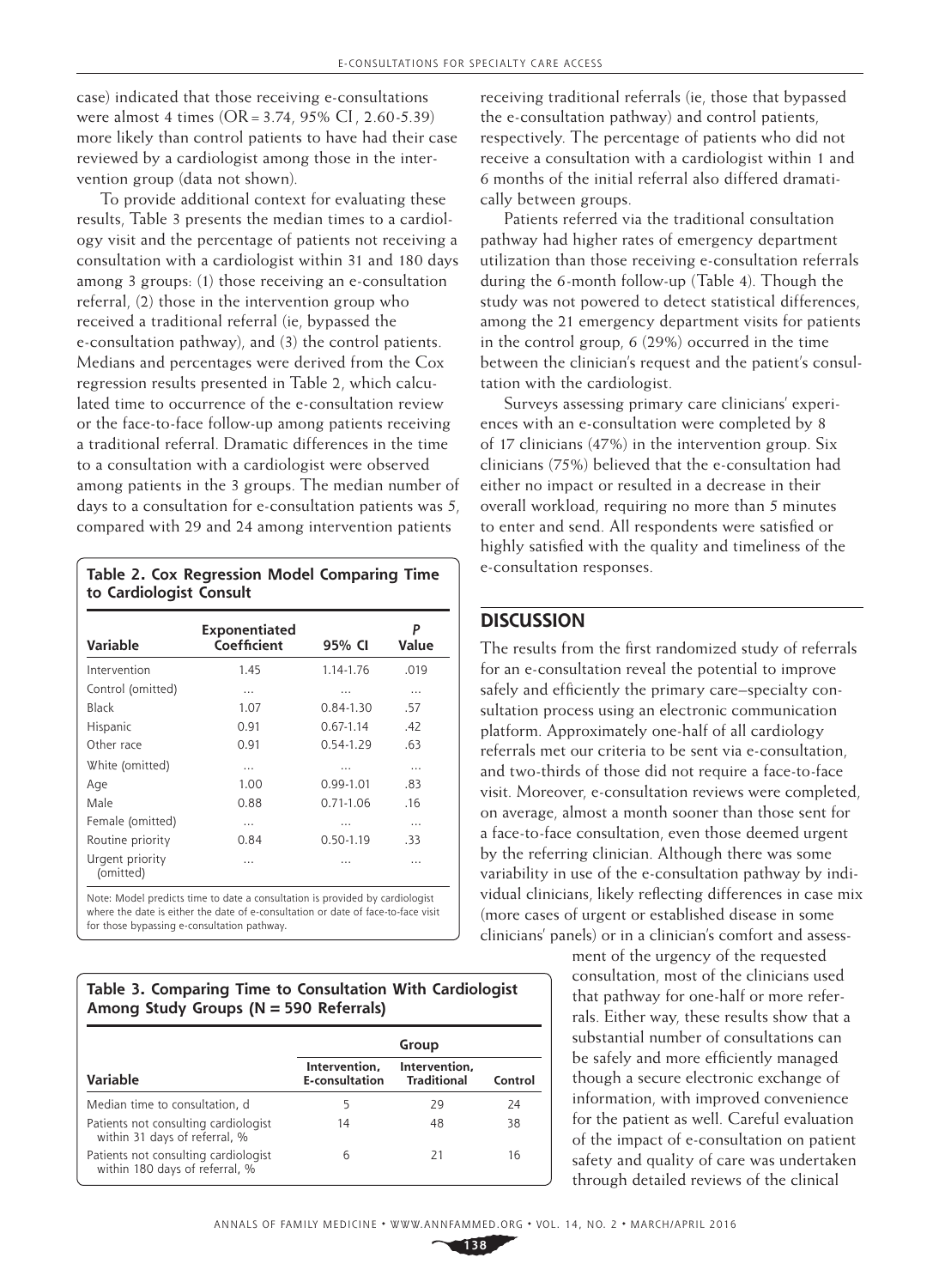case) indicated that those receiving e-consultations were almost 4 times (OR = 3.74, 95% CI, 2.60-5.39) more likely than control patients to have had their case reviewed by a cardiologist among those in the intervention group (data not shown).

To provide additional context for evaluating these results, Table 3 presents the median times to a cardiology visit and the percentage of patients not receiving a consultation with a cardiologist within 31 and 180 days among 3 groups: (1) those receiving an e-consultation referral, (2) those in the intervention group who received a traditional referral (ie, bypassed the e-consultation pathway), and (3) the control patients. Medians and percentages were derived from the Cox regression results presented in Table 2, which calculated time to occurrence of the e-consultation review or the face-to-face follow-up among patients receiving a traditional referral. Dramatic differences in the time to a consultation with a cardiologist were observed among patients in the 3 groups. The median number of days to a consultation for e-consultation patients was 5, compared with 29 and 24 among intervention patients receiving traditional referrals (ie, those that bypassed the e-consultation pathway) and control patients, respectively. The percentage of patients who did not receive a consultation with a cardiologist within 1 and 6 months of the initial referral also differed dramatically between groups.

**Table 2. Cox Regression Model Comparing Time to Cardiologist Consult**

| Variable | Exponentiated Coefficient | 95% CI | P Value |
|---|---|---|---|
| Intervention | 1.45 | 1.14-1.76 | .019 |
| Control (omitted) | ... | ... | ... |
| Black | 1.07 | 0.84-1.30 | .57 |
| Hispanic | 0.91 | 0.67-1.14 | .42 |
| Other race | 0.91 | 0.54-1.29 | .63 |
| White (omitted) | ... | ... | ... |
| Age | 1.00 | 0.99-1.01 | .83 |
| Male | 0.88 | 0.71-1.06 | .16 |
| Female (omitted) | ... | ... | ... |
| Routine priority | 0.84 | 0.50-1.19 | .33 |
| Urgent priority (omitted) | ... | ... | ... |

Note: Model predicts time to date a consultation is provided by cardiologist where the date is either the date of e-consultation or date of face-to-face visit for those bypassing e-consultation pathway.

**Table 3. Comparing Time to Consultation With Cardiologist Among Study Groups (N = 590 Referrals)**

| | Group | | |
|---|---|---|---|
| Variable | Intervention, E-consultation | Intervention, Traditional | Control |
| Median time to consultation, d | 5 | 29 | 24 |
| Patients not consulting cardiologist within 31 days of referral, % | 14 | 48 | 38 |
| Patients not consulting cardiologist within 180 days of referral, % | 6 | 21 | 16 |

Patients referred via the traditional consultation pathway had higher rates of emergency department utilization than those receiving e-consultation referrals during the 6-month follow-up (Table 4). Though the study was not powered to detect statistical differences, among the 21 emergency department visits for patients in the control group, 6 (29%) occurred in the time between the clinician's request and the patient's consultation with the cardiologist.

Surveys assessing primary care clinicians' experiences with an e-consultation were completed by 8 of 17 clinicians (47%) in the intervention group. Six clinicians (75%) believed that the e-consultation had either no impact or resulted in a decrease in their overall workload, requiring no more than 5 minutes to enter and send. All respondents were satisfied or highly satisfied with the quality and timeliness of the e-consultation responses.

## DISCUSSION

The results from the first randomized study of referrals for an e-consultation reveal the potential to improve safely and efficiently the primary care–specialty consultation process using an electronic communication platform. Approximately one-half of all cardiology referrals met our criteria to be sent via e-consultation, and two-thirds of those did not require a face-to-face visit. Moreover, e-consultation reviews were completed, on average, almost a month sooner than those sent for a face-to-face consultation, even those deemed urgent by the referring clinician. Although there was some variability in use of the e-consultation pathway by individual clinicians, likely reflecting differences in case mix (more cases of urgent or established disease in some clinicians' panels) or in a clinician's comfort and assessment of the urgency of the requested consultation, most of the clinicians used that pathway for one-half or more referrals. Either way, these results show that a substantial number of consultations can be safely and more efficiently managed though a secure electronic exchange of information, with improved convenience for the patient as well. Careful evaluation of the impact of e-consultation on patient safety and quality of care was undertaken through detailed reviews of the clinical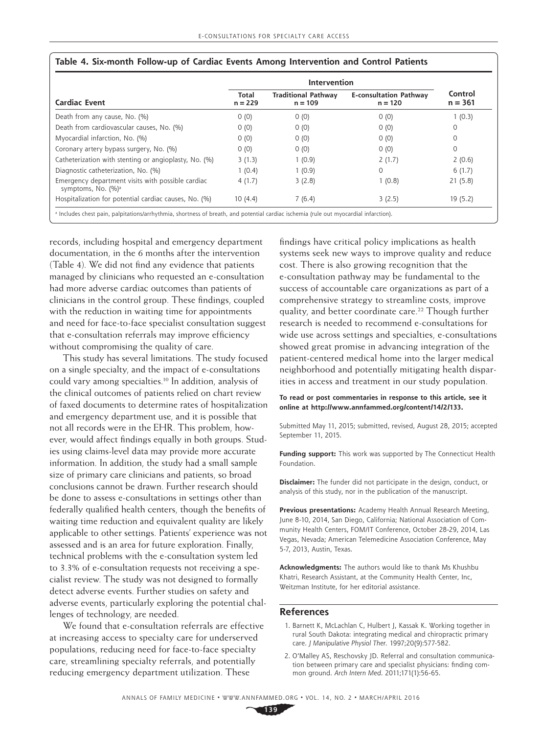**Table 4. Six-month Follow-up of Cardiac Events Among Intervention and Control Patients**

| Cardiac Event | Intervention | | | Control |
|---|---|---|---|---|
| | Total n = 229 | Traditional Pathway n = 109 | E-consultation Pathway n = 120 | n = 361 |
| Death from any cause, No. (%) | 0 (0) | 0 (0) | 0 (0) | 1 (0.3) |
| Death from cardiovascular causes, No. (%) | 0 (0) | 0 (0) | 0 (0) | 0 |
| Myocardial infarction, No. (%) | 0 (0) | 0 (0) | 0 (0) | 0 |
| Coronary artery bypass surgery, No. (%) | 0 (0) | 0 (0) | 0 (0) | 0 |
| Catheterization with stenting or angioplasty, No. (%) | 3 (1.3) | 1 (0.9) | 2 (1.7) | 2 (0.6) |
| Diagnostic catheterization, No. (%) | 1 (0.4) | 1 (0.9) | 0 | 6 (1.7) |
| Emergency department visits with possible cardiac symptoms, No. (%)[a] | 4 (1.7) | 3 (2.8) | 1 (0.8) | 21 (5.8) |
| Hospitalization for potential cardiac causes, No. (%) | 10 (4.4) | 7 (6.4) | 3 (2.5) | 19 (5.2) |

[a] Includes chest pain, palpitations/arrhythmia, shortness of breath, and potential cardiac ischemia (rule out myocardial infarction).

records, including hospital and emergency department documentation, in the 6 months after the intervention (Table 4). We did not find any evidence that patients managed by clinicians who requested an e-consultation had more adverse cardiac outcomes than patients of clinicians in the control group. These findings, coupled with the reduction in waiting time for appointments and need for face-to-face specialist consultation suggest that e-consultation referrals may improve efficiency without compromising the quality of care.

This study has several limitations. The study focused on a single specialty, and the impact of e-consultations could vary among specialties.[10] In addition, analysis of the clinical outcomes of patients relied on chart review of faxed documents to determine rates of hospitalization and emergency department use, and it is possible that not all records were in the EHR. This problem, however, would affect findings equally in both groups. Studies using claims-level data may provide more accurate information. In addition, the study had a small sample size of primary care clinicians and patients, so broad conclusions cannot be drawn. Further research should be done to assess e-consultations in settings other than federally qualified health centers, though the benefits of waiting time reduction and equivalent quality are likely applicable to other settings. Patients' experience was not assessed and is an area for future exploration. Finally, technical problems with the e-consultation system led to 3.3% of e-consultation requests not receiving a specialist review. The study was not designed to formally detect adverse events. Further studies on safety and adverse events, particularly exploring the potential challenges of technology, are needed.

We found that e-consultation referrals are effective at increasing access to specialty care for underserved populations, reducing need for face-to-face specialty care, streamlining specialty referrals, and potentially reducing emergency department utilization. These findings have critical policy implications as health systems seek new ways to improve quality and reduce cost. There is also growing recognition that the e-consultation pathway may be fundamental to the success of accountable care organizations as part of a comprehensive strategy to streamline costs, improve quality, and better coordinate care.[22] Though further research is needed to recommend e-consultations for wide use across settings and specialties, e-consultations showed great promise in advancing integration of the patient-centered medical home into the larger medical neighborhood and potentially mitigating health disparities in access and treatment in our study population.

**To read or post commentaries in response to this article, see it online at http://www.annfammed.org/content/14/2/133.**

Submitted May 11, 2015; submitted, revised, August 28, 2015; accepted September 11, 2015.

**Funding support:** This work was supported by The Connecticut Health Foundation.

**Disclaimer:** The funder did not participate in the design, conduct, or analysis of this study, nor in the publication of the manuscript.

**Previous presentations:** Academy Health Annual Research Meeting, June 8-10, 2014, San Diego, California; National Association of Community Health Centers, FOM/IT Conference, October 28-29, 2014, Las Vegas, Nevada; American Telemedicine Association Conference, May 5-7, 2013, Austin, Texas.

**Acknowledgments:** The authors would like to thank Ms Khushbu Khatri, Research Assistant, at the Community Health Center, Inc, Weitzman Institute, for her editorial assistance.

## References

1. Barnett K, McLachlan C, Hulbert J, Kassak K. Working together in rural South Dakota: integrating medical and chiropractic primary care. *J Manipulative Physiol Ther.* 1997;20(9):577-582.
2. O'Malley AS, Reschovsky JD. Referral and consultation communication between primary care and specialist physicians: finding common ground. *Arch Intern Med.* 2011;171(1):56-65.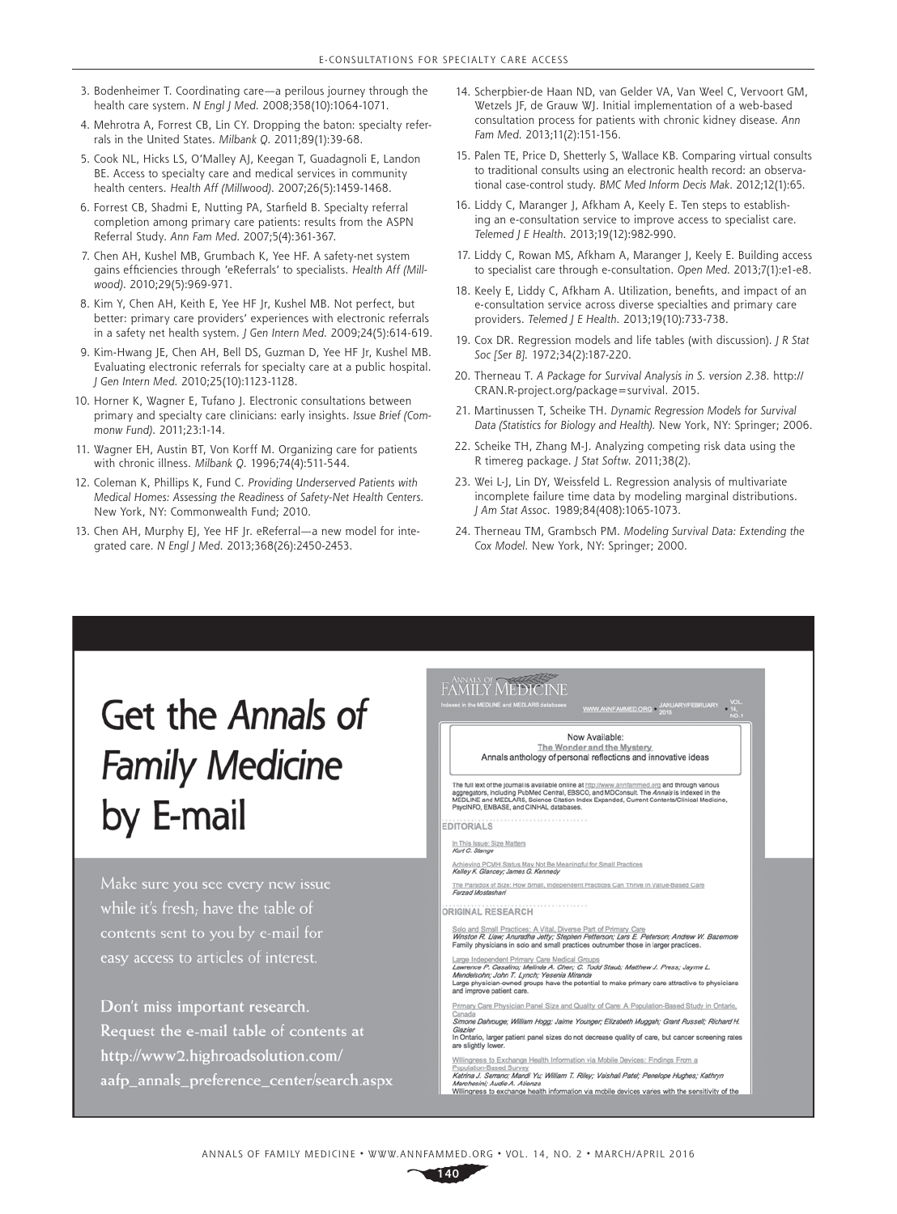3. Bodenheimer T. Coordinating care—a perilous journey through the health care system. *N Engl J Med.* 2008;358(10):1064-1071.
4. Mehrotra A, Forrest CB, Lin CY. Dropping the baton: specialty referrals in the United States. *Milbank Q.* 2011;89(1):39-68.
5. Cook NL, Hicks LS, O'Malley AJ, Keegan T, Guadagnoli E, Landon BE. Access to specialty care and medical services in community health centers. *Health Aff (Millwood).* 2007;26(5):1459-1468.
6. Forrest CB, Shadmi E, Nutting PA, Starfield B. Specialty referral completion among primary care patients: results from the ASPN Referral Study. *Ann Fam Med.* 2007;5(4):361-367.
7. Chen AH, Kushel MB, Grumbach K, Yee HF. A safety-net system gains efficiencies through 'eReferrals' to specialists. *Health Aff (Millwood).* 2010;29(5):969-971.
8. Kim Y, Chen AH, Keith E, Yee HF Jr, Kushel MB. Not perfect, but better: primary care providers' experiences with electronic referrals in a safety net health system. *J Gen Intern Med.* 2009;24(5):614-619.
9. Kim-Hwang JE, Chen AH, Bell DS, Guzman D, Yee HF Jr, Kushel MB. Evaluating electronic referrals for specialty care at a public hospital. *J Gen Intern Med.* 2010;25(10):1123-1128.
10. Horner K, Wagner E, Tufano J. Electronic consultations between primary and specialty care clinicians: early insights. *Issue Brief (Commonw Fund).* 2011;23:1-14.
11. Wagner EH, Austin BT, Von Korff M. Organizing care for patients with chronic illness. *Milbank Q.* 1996;74(4):511-544.
12. Coleman K, Phillips K, Fund C. *Providing Underserved Patients with Medical Homes: Assessing the Readiness of Safety-Net Health Centers.* New York, NY: Commonwealth Fund; 2010.
13. Chen AH, Murphy EJ, Yee HF Jr. eReferral—a new model for integrated care. *N Engl J Med.* 2013;368(26):2450-2453.
14. Scherpbier-de Haan ND, van Gelder VA, Van Weel C, Vervoort GM, Wetzels JF, de Grauw WJ. Initial implementation of a web-based consultation process for patients with chronic kidney disease. *Ann Fam Med.* 2013;11(2):151-156.
15. Palen TE, Price D, Shetterly S, Wallace KB. Comparing virtual consults to traditional consults using an electronic health record: an observational case-control study. *BMC Med Inform Decis Mak.* 2012;12(1):65.
16. Liddy C, Maranger J, Afkham A, Keely E. Ten steps to establishing an e-consultation service to improve access to specialist care. *Telemed J E Health.* 2013;19(12):982-990.
17. Liddy C, Rowan MS, Afkham A, Maranger J, Keely E. Building access to specialist care through e-consultation. *Open Med.* 2013;7(1):e1-e8.
18. Keely E, Liddy C, Afkham A. Utilization, benefits, and impact of an e-consultation service across diverse specialties and primary care providers. *Telemed J E Health.* 2013;19(10):733-738.
19. Cox DR. Regression models and life tables (with discussion). *J R Stat Soc [Ser B].* 1972;34(2):187-220.
20. Therneau T. *A Package for Survival Analysis in S. version 2.38.* http://CRAN.R-project.org/package=survival. 2015.
21. Martinussen T, Scheike TH. *Dynamic Regression Models for Survival Data (Statistics for Biology and Health).* New York, NY: Springer; 2006.
22. Scheike TH, Zhang M-J. Analyzing competing risk data using the R timereg package. *J Stat Softw.* 2011;38(2).
23. Wei L-J, Lin DY, Weissfeld L. Regression analysis of multivariate incomplete failure time data by modeling marginal distributions. *J Am Stat Assoc.* 1989;84(408):1065-1073.
24. Therneau TM, Grambsch PM. *Modeling Survival Data: Extending the Cox Model.* New York, NY: Springer; 2000.

# Get the *Annals of Family Medicine* by E-mail

Make sure you see every new issue while it's fresh; have the table of contents sent to you by e-mail for easy access to articles of interest.

**Don't miss important research. Request the e-mail table of contents at http://www2.highroadsolution.com/aafp_annals_preference_center/search.aspx**